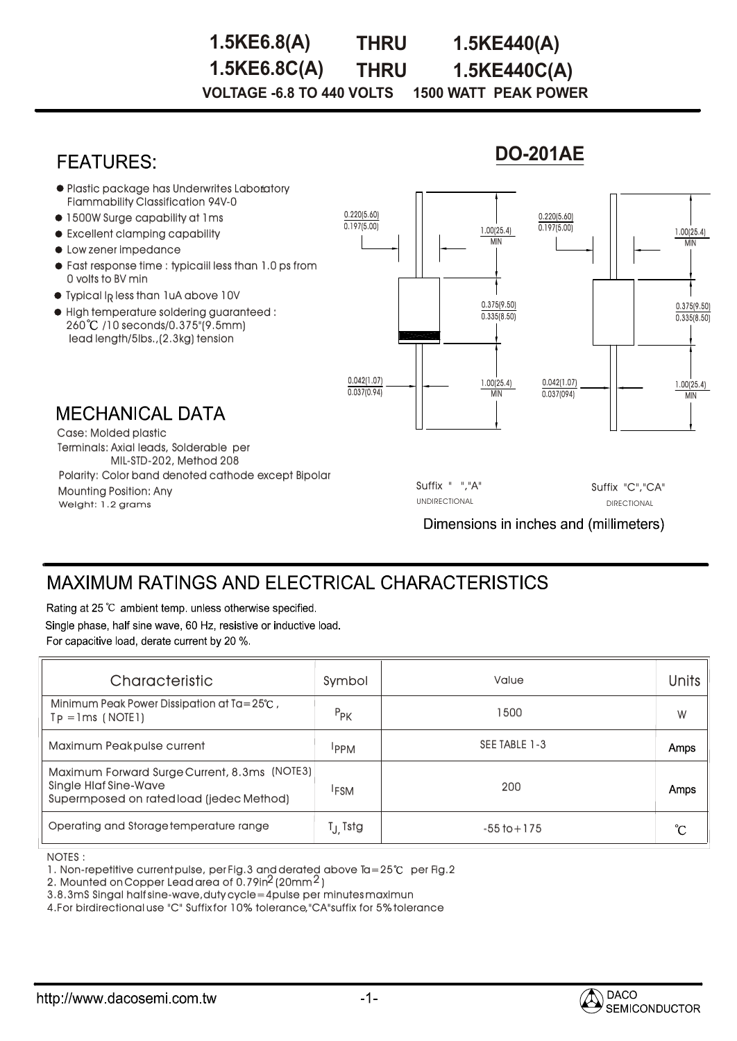# 1.5KE6.8(A) THRU 1.5KE440(A)
# 1.5KE6.8C(A) THRU 1.5KE440C(A)

**VOLTAGE -6.8 TO 440 VOLTS 1500 WATT PEAK POWER**

## FEATURES:

- Plastic package has Underwrites Laboratory Flammability Classification 94V-0
- 1500W Surge capability at 1ms
- Excellent clamping capability
- Low zener impedance
- Fast response time : typicaiil less than 1.0 ps from 0 volts to BV min
- Typical $I_R$ less than 1uA above 10V
- High temperature soldering guaranteed : 260℃ /10 seconds/0.375"(9.5mm) lead length/5lbs.,(2.3kg) tension

## DO-201AE

0.220(5.60) / 0.197(5.00)
1.00(25.4) MIN
0.375(9.50) / 0.335(8.50)
0.042(1.07) / 0.037(0.94)
1.00(25.4) MIN

0.220(5.60) / 0.197(5.00)
1.00(25.4) MIN
0.375(9.50) / 0.335(8.50)
0.042(1.07) / 0.037(094)
1.00(25.4) MIN

Suffix " ","A" UNDIRECTIONAL

Suffix "C","CA" DIRECTIONAL

Dimensions in inches and (millimeters)

## MECHANICAL DATA

Case: Molded plastic
Terminals: Axial leads, Solderable per MIL-STD-202, Method 208
Polarity: Color band denoted cathode except Bipolar
Mounting Position: Any
Weight: 1.2 grams

## MAXIMUM RATINGS AND ELECTRICAL CHARACTERISTICS

Rating at 25 ℃ ambient temp. unless otherwise specified.
Single phase, half sine wave, 60 Hz, resistive or inductive load.
For capacitive load, derate current by 20 %.

| Characteristic | Symbol | Value | Units |
|---|---|---|---|
| Minimum Peak Power Dissipation at Ta=25℃ , $T_P$ =1ms (NOTE1) | $P_{PK}$ | 1500 | W |
| Maximum Peakpulse current | $I_{PPM}$ | SEE TABLE 1-3 | Amps |
| Maximum Forward Surge Current, 8.3ms (NOTE3) Single Hlaf Sine-Wave Supermposed on ratedload (jedec Method) | $I_{FSM}$ | 200 | Amps |
| Operating and Storage temperature range | $T_J$, Tstg | -55 to+175 | ℃ |

NOTES :
1. Non-repetitive current pulse, per Fig.3 and derated above Ta=25℃ per Fig.2
2. Mounted on Copper Lead area of 0.79in$^2$ (20mm$^2$)
3. 8.3mS Singal half sine-wave, duty cycle=4pulse per minutes maximun
4. For birdirectional use "C" Suffix for 10% tolerance,"CA"suffix for 5% tolerance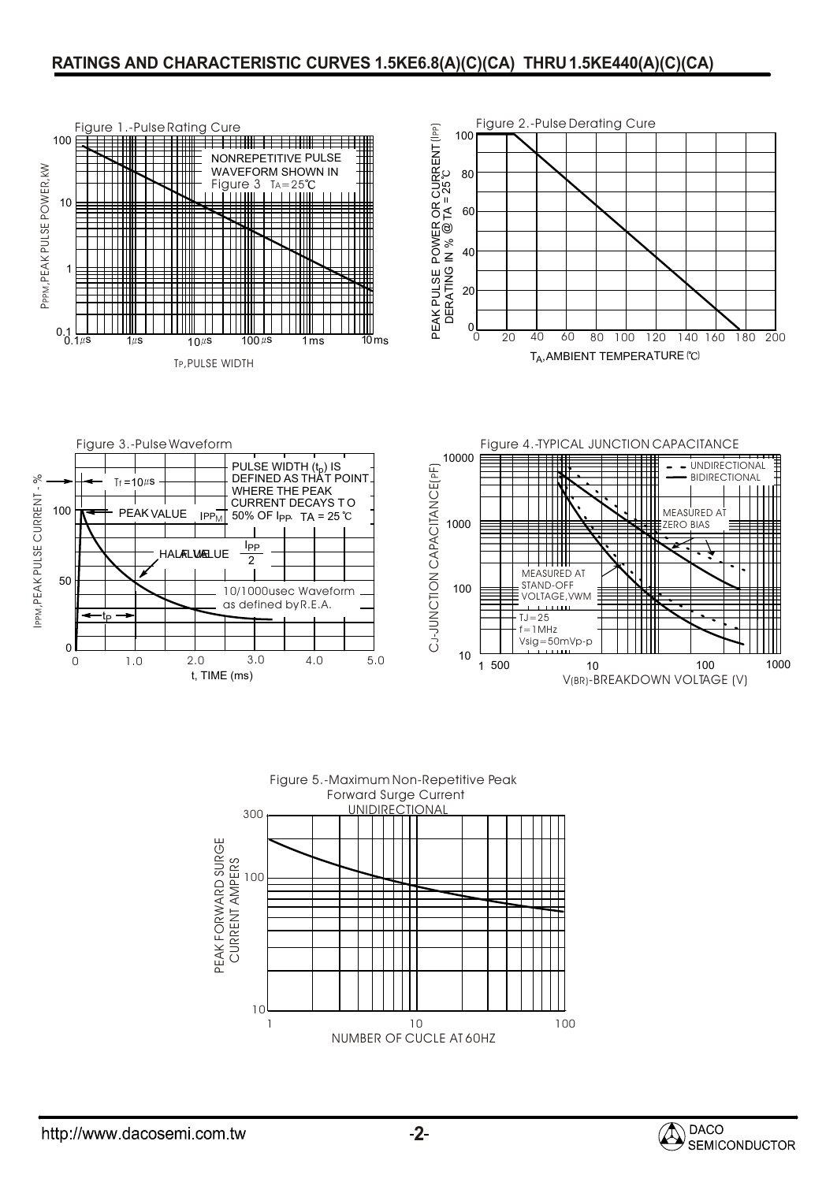## RATINGS AND CHARACTERISTIC CURVES 1.5KE6.8(A)(C)(CA) THRU 1.5KE440(A)(C)(CA)

Figure 1.-Pulse Rating Cure

NONREPETITIVE PULSE WAVEFORM SHOWN IN Figure 3 TA=25℃

PPPM, PEAK PULSE POWER, kW

TP, PULSE WIDTH

Figure 2.-Pulse Derating Cure

PEAK PULSE POWER OR CURRENT (IPP) DERATING IN % @ TA = 25℃

TA, AMBIENT TEMPERATURE (℃)

Figure 3.-Pulse Waveform

Tr = 10µs

PEAK VALUE IPPM

PULSE WIDTH ($t_p$) IS DEFINED AS THAT POINT WHERE THE PEAK CURRENT DECAYS TO 50% OF IPP. TA = 25℃

HALF VALUE $\frac{I_{PP}}{2}$

10/1000usec Waveform as defined by R.E.A.

tp

IPPM, PEAK PULSE CURRENT - %

t, TIME (ms)

Figure 4.-TYPICAL JUNCTION CAPACITANCE

UNIDIRECTIONAL

BIDIRECTIONAL

MEASURED AT ZERO BIAS

MEASURED AT STAND-OFF VOLTAGE, VWM

TJ=25

f=1MHz

Vsig=50mVp-p

CJ-JUNCTION CAPACITANCE (pF)

V(BR)-BREAKDOWN VOLTAGE (V)

Figure 5.-Maximum Non-Repetitive Peak Forward Surge Current UNIDIRECTIONAL

PEAK FORWARD SURGE CURRENT AMPERS

NUMBER OF CUCLE AT 60HZ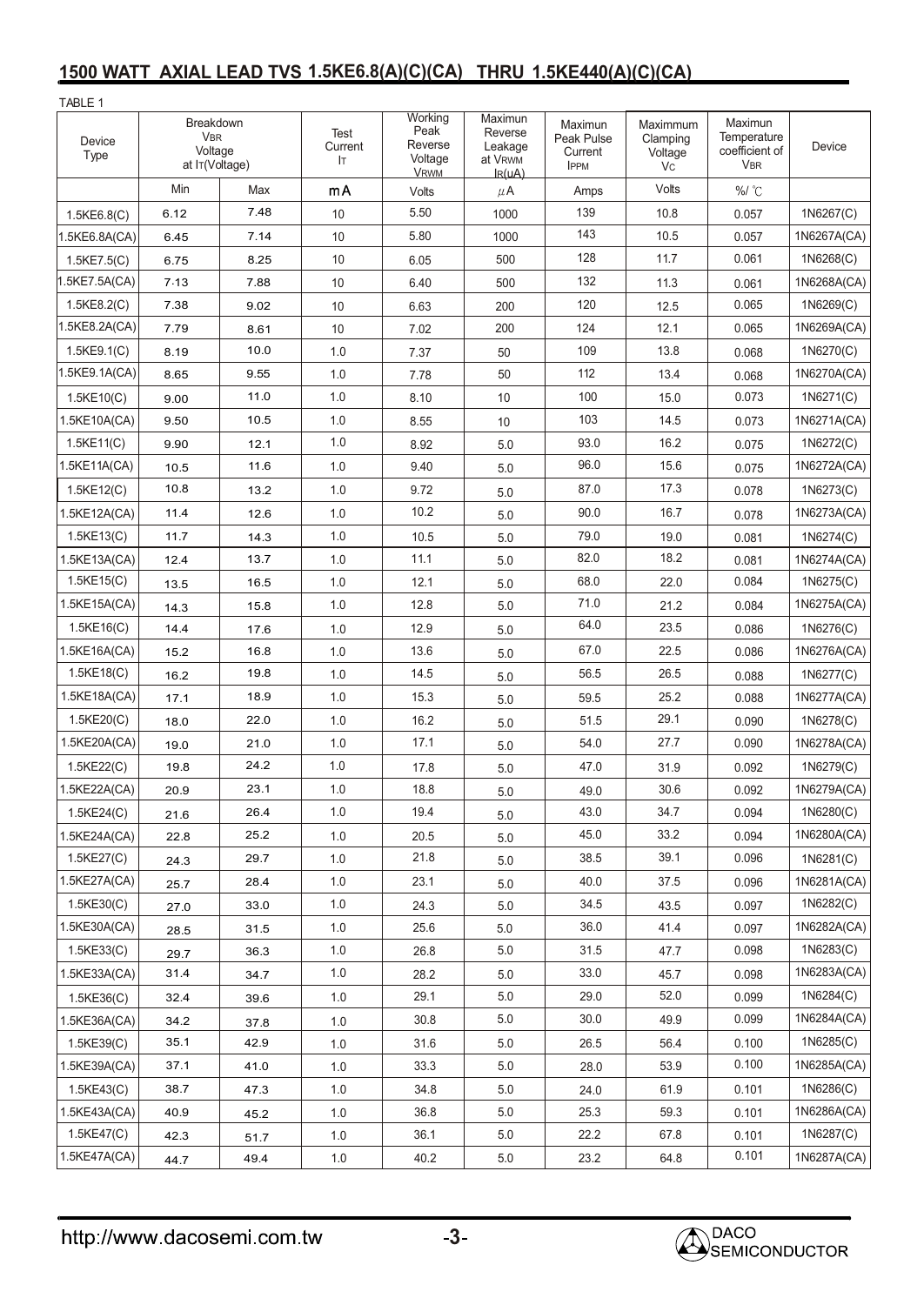## 1500 WATT AXIAL LEAD TVS 1.5KE6.8(A)(C)(CA) THRU 1.5KE440(A)(C)(CA)

TABLE 1

| Device Type | Breakdown $V_{BR}$ Voltage at $I_T$(Voltage) | | Test Current $I_T$ | Working Peak Reverse Voltage $V_{RWM}$ | Maximun Reverse Leakage at $V_{RWM}$ $I_R$(uA) | Maximun Peak Pulse Current $I_{PPM}$ | Maximmum Clamping Voltage $V_C$ | Maximun Temperature coefficient of $V_{BR}$ | Device |
|---|---|---|---|---|---|---|---|---|---|
| | Min | Max | mA | Volts | μA | Amps | Volts | %/ ℃ | |
| 1.5KE6.8(C) | 6.12 | 7.48 | 10 | 5.50 | 1000 | 139 | 10.8 | 0.057 | 1N6267(C) |
| 1.5KE6.8A(CA) | 6.45 | 7.14 | 10 | 5.80 | 1000 | 143 | 10.5 | 0.057 | 1N6267A(CA) |
| 1.5KE7.5(C) | 6.75 | 8.25 | 10 | 6.05 | 500 | 128 | 11.7 | 0.061 | 1N6268(C) |
| 1.5KE7.5A(CA) | 7.13 | 7.88 | 10 | 6.40 | 500 | 132 | 11.3 | 0.061 | 1N6268A(CA) |
| 1.5KE8.2(C) | 7.38 | 9.02 | 10 | 6.63 | 200 | 120 | 12.5 | 0.065 | 1N6269(C) |
| 1.5KE8.2A(CA) | 7.79 | 8.61 | 10 | 7.02 | 200 | 124 | 12.1 | 0.065 | 1N6269A(CA) |
| 1.5KE9.1(C) | 8.19 | 10.0 | 1.0 | 7.37 | 50 | 109 | 13.8 | 0.068 | 1N6270(C) |
| 1.5KE9.1A(CA) | 8.65 | 9.55 | 1.0 | 7.78 | 50 | 112 | 13.4 | 0.068 | 1N6270A(CA) |
| 1.5KE10(C) | 9.00 | 11.0 | 1.0 | 8.10 | 10 | 100 | 15.0 | 0.073 | 1N6271(C) |
| 1.5KE10A(CA) | 9.50 | 10.5 | 1.0 | 8.55 | 10 | 103 | 14.5 | 0.073 | 1N6271A(CA) |
| 1.5KE11(C) | 9.90 | 12.1 | 1.0 | 8.92 | 5.0 | 93.0 | 16.2 | 0.075 | 1N6272(C) |
| 1.5KE11A(CA) | 10.5 | 11.6 | 1.0 | 9.40 | 5.0 | 96.0 | 15.6 | 0.075 | 1N6272A(CA) |
| 1.5KE12(C) | 10.8 | 13.2 | 1.0 | 9.72 | 5.0 | 87.0 | 17.3 | 0.078 | 1N6273(C) |
| 1.5KE12A(CA) | 11.4 | 12.6 | 1.0 | 10.2 | 5.0 | 90.0 | 16.7 | 0.078 | 1N6273A(CA) |
| 1.5KE13(C) | 11.7 | 14.3 | 1.0 | 10.5 | 5.0 | 79.0 | 19.0 | 0.081 | 1N6274(C) |
| 1.5KE13A(CA) | 12.4 | 13.7 | 1.0 | 11.1 | 5.0 | 82.0 | 18.2 | 0.081 | 1N6274A(CA) |
| 1.5KE15(C) | 13.5 | 16.5 | 1.0 | 12.1 | 5.0 | 68.0 | 22.0 | 0.084 | 1N6275(C) |
| 1.5KE15A(CA) | 14.3 | 15.8 | 1.0 | 12.8 | 5.0 | 71.0 | 21.2 | 0.084 | 1N6275A(CA) |
| 1.5KE16(C) | 14.4 | 17.6 | 1.0 | 12.9 | 5.0 | 64.0 | 23.5 | 0.086 | 1N6276(C) |
| 1.5KE16A(CA) | 15.2 | 16.8 | 1.0 | 13.6 | 5.0 | 67.0 | 22.5 | 0.086 | 1N6276A(CA) |
| 1.5KE18(C) | 16.2 | 19.8 | 1.0 | 14.5 | 5.0 | 56.5 | 26.5 | 0.088 | 1N6277(C) |
| 1.5KE18A(CA) | 17.1 | 18.9 | 1.0 | 15.3 | 5.0 | 59.5 | 25.2 | 0.088 | 1N6277A(CA) |
| 1.5KE20(C) | 18.0 | 22.0 | 1.0 | 16.2 | 5.0 | 51.5 | 29.1 | 0.090 | 1N6278(C) |
| 1.5KE20A(CA) | 19.0 | 21.0 | 1.0 | 17.1 | 5.0 | 54.0 | 27.7 | 0.090 | 1N6278A(CA) |
| 1.5KE22(C) | 19.8 | 24.2 | 1.0 | 17.8 | 5.0 | 47.0 | 31.9 | 0.092 | 1N6279(C) |
| 1.5KE22A(CA) | 20.9 | 23.1 | 1.0 | 18.8 | 5.0 | 49.0 | 30.6 | 0.092 | 1N6279A(CA) |
| 1.5KE24(C) | 21.6 | 26.4 | 1.0 | 19.4 | 5.0 | 43.0 | 34.7 | 0.094 | 1N6280(C) |
| 1.5KE24A(CA) | 22.8 | 25.2 | 1.0 | 20.5 | 5.0 | 45.0 | 33.2 | 0.094 | 1N6280A(CA) |
| 1.5KE27(C) | 24.3 | 29.7 | 1.0 | 21.8 | 5.0 | 38.5 | 39.1 | 0.096 | 1N6281(C) |
| 1.5KE27A(CA) | 25.7 | 28.4 | 1.0 | 23.1 | 5.0 | 40.0 | 37.5 | 0.096 | 1N6281A(CA) |
| 1.5KE30(C) | 27.0 | 33.0 | 1.0 | 24.3 | 5.0 | 34.5 | 43.5 | 0.097 | 1N6282(C) |
| 1.5KE30A(CA) | 28.5 | 31.5 | 1.0 | 25.6 | 5.0 | 36.0 | 41.4 | 0.097 | 1N6282A(CA) |
| 1.5KE33(C) | 29.7 | 36.3 | 1.0 | 26.8 | 5.0 | 31.5 | 47.7 | 0.098 | 1N6283(C) |
| 1.5KE33A(CA) | 31.4 | 34.7 | 1.0 | 28.2 | 5.0 | 33.0 | 45.7 | 0.098 | 1N6283A(CA) |
| 1.5KE36(C) | 32.4 | 39.6 | 1.0 | 29.1 | 5.0 | 29.0 | 52.0 | 0.099 | 1N6284(C) |
| 1.5KE36A(CA) | 34.2 | 37.8 | 1.0 | 30.8 | 5.0 | 30.0 | 49.9 | 0.099 | 1N6284A(CA) |
| 1.5KE39(C) | 35.1 | 42.9 | 1.0 | 31.6 | 5.0 | 26.5 | 56.4 | 0.100 | 1N6285(C) |
| 1.5KE39A(CA) | 37.1 | 41.0 | 1.0 | 33.3 | 5.0 | 28.0 | 53.9 | 0.100 | 1N6285A(CA) |
| 1.5KE43(C) | 38.7 | 47.3 | 1.0 | 34.8 | 5.0 | 24.0 | 61.9 | 0.101 | 1N6286(C) |
| 1.5KE43A(CA) | 40.9 | 45.2 | 1.0 | 36.8 | 5.0 | 25.3 | 59.3 | 0.101 | 1N6286A(CA) |
| 1.5KE47(C) | 42.3 | 51.7 | 1.0 | 36.1 | 5.0 | 22.2 | 67.8 | 0.101 | 1N6287(C) |
| 1.5KE47A(CA) | 44.7 | 49.4 | 1.0 | 40.2 | 5.0 | 23.2 | 64.8 | 0.101 | 1N6287A(CA) |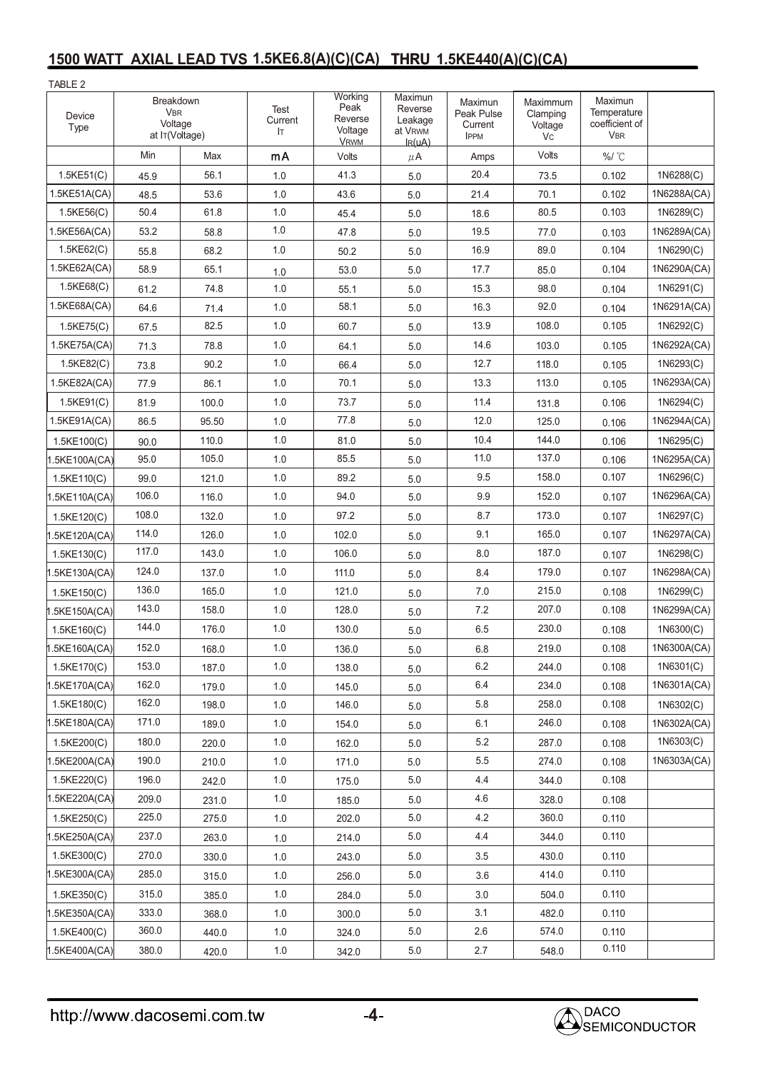## 1500 WATT AXIAL LEAD TVS 1.5KE6.8(A)(C)(CA) THRU 1.5KE440(A)(C)(CA)

TABLE 2

| Device Type | Breakdown $V_{BR}$ Voltage at $I_T$(Voltage) | | Test Current $I_T$ | Working Peak Reverse Voltage $V_{RWM}$ | Maximun Reverse Leakage at $V_{RWM}$ $I_R$(uA) | Maximun Peak Pulse Current $I_{PPM}$ | Maximmum Clamping Voltage $V_C$ | Maximun Temperature coefficient of $V_{BR}$ | |
|---|---|---|---|---|---|---|---|---|---|
| | Min | Max | mA | Volts | μA | Amps | Volts | %/ ℃ | |
| 1.5KE51(C) | 45.9 | 56.1 | 1.0 | 41.3 | 5.0 | 20.4 | 73.5 | 0.102 | 1N6288(C) |
| 1.5KE51A(CA) | 48.5 | 53.6 | 1.0 | 43.6 | 5.0 | 21.4 | 70.1 | 0.102 | 1N6288A(CA) |
| 1.5KE56(C) | 50.4 | 61.8 | 1.0 | 45.4 | 5.0 | 18.6 | 80.5 | 0.103 | 1N6289(C) |
| 1.5KE56A(CA) | 53.2 | 58.8 | 1.0 | 47.8 | 5.0 | 19.5 | 77.0 | 0.103 | 1N6289A(CA) |
| 1.5KE62(C) | 55.8 | 68.2 | 1.0 | 50.2 | 5.0 | 16.9 | 89.0 | 0.104 | 1N6290(C) |
| 1.5KE62A(CA) | 58.9 | 65.1 | 1.0 | 53.0 | 5.0 | 17.7 | 85.0 | 0.104 | 1N6290A(CA) |
| 1.5KE68(C) | 61.2 | 74.8 | 1.0 | 55.1 | 5.0 | 15.3 | 98.0 | 0.104 | 1N6291(C) |
| 1.5KE68A(CA) | 64.6 | 71.4 | 1.0 | 58.1 | 5.0 | 16.3 | 92.0 | 0.104 | 1N6291A(CA) |
| 1.5KE75(C) | 67.5 | 82.5 | 1.0 | 60.7 | 5.0 | 13.9 | 108.0 | 0.105 | 1N6292(C) |
| 1.5KE75A(CA) | 71.3 | 78.8 | 1.0 | 64.1 | 5.0 | 14.6 | 103.0 | 0.105 | 1N6292A(CA) |
| 1.5KE82(C) | 73.8 | 90.2 | 1.0 | 66.4 | 5.0 | 12.7 | 118.0 | 0.105 | 1N6293(C) |
| 1.5KE82A(CA) | 77.9 | 86.1 | 1.0 | 70.1 | 5.0 | 13.3 | 113.0 | 0.105 | 1N6293A(CA) |
| 1.5KE91(C) | 81.9 | 100.0 | 1.0 | 73.7 | 5.0 | 11.4 | 131.8 | 0.106 | 1N6294(C) |
| 1.5KE91A(CA) | 86.5 | 95.50 | 1.0 | 77.8 | 5.0 | 12.0 | 125.0 | 0.106 | 1N6294A(CA) |
| 1.5KE100(C) | 90.0 | 110.0 | 1.0 | 81.0 | 5.0 | 10.4 | 144.0 | 0.106 | 1N6295(C) |
| 1.5KE100A(CA) | 95.0 | 105.0 | 1.0 | 85.5 | 5.0 | 11.0 | 137.0 | 0.106 | 1N6295A(CA) |
| 1.5KE110(C) | 99.0 | 121.0 | 1.0 | 89.2 | 5.0 | 9.5 | 158.0 | 0.107 | 1N6296(C) |
| 1.5KE110A(CA) | 106.0 | 116.0 | 1.0 | 94.0 | 5.0 | 9.9 | 152.0 | 0.107 | 1N6296A(CA) |
| 1.5KE120(C) | 108.0 | 132.0 | 1.0 | 97.2 | 5.0 | 8.7 | 173.0 | 0.107 | 1N6297(C) |
| 1.5KE120A(CA) | 114.0 | 126.0 | 1.0 | 102.0 | 5.0 | 9.1 | 165.0 | 0.107 | 1N6297A(CA) |
| 1.5KE130(C) | 117.0 | 143.0 | 1.0 | 106.0 | 5.0 | 8.0 | 187.0 | 0.107 | 1N6298(C) |
| 1.5KE130A(CA) | 124.0 | 137.0 | 1.0 | 111.0 | 5.0 | 8.4 | 179.0 | 0.107 | 1N6298A(CA) |
| 1.5KE150(C) | 136.0 | 165.0 | 1.0 | 121.0 | 5.0 | 7.0 | 215.0 | 0.108 | 1N6299(C) |
| 1.5KE150A(CA) | 143.0 | 158.0 | 1.0 | 128.0 | 5.0 | 7.2 | 207.0 | 0.108 | 1N6299A(CA) |
| 1.5KE160(C) | 144.0 | 176.0 | 1.0 | 130.0 | 5.0 | 6.5 | 230.0 | 0.108 | 1N6300(C) |
| 1.5KE160A(CA) | 152.0 | 168.0 | 1.0 | 136.0 | 5.0 | 6.8 | 219.0 | 0.108 | 1N6300A(CA) |
| 1.5KE170(C) | 153.0 | 187.0 | 1.0 | 138.0 | 5.0 | 6.2 | 244.0 | 0.108 | 1N6301(C) |
| 1.5KE170A(CA) | 162.0 | 179.0 | 1.0 | 145.0 | 5.0 | 6.4 | 234.0 | 0.108 | 1N6301A(CA) |
| 1.5KE180(C) | 162.0 | 198.0 | 1.0 | 146.0 | 5.0 | 5.8 | 258.0 | 0.108 | 1N6302(C) |
| 1.5KE180A(CA) | 171.0 | 189.0 | 1.0 | 154.0 | 5.0 | 6.1 | 246.0 | 0.108 | 1N6302A(CA) |
| 1.5KE200(C) | 180.0 | 220.0 | 1.0 | 162.0 | 5.0 | 5.2 | 287.0 | 0.108 | 1N6303(C) |
| 1.5KE200A(CA) | 190.0 | 210.0 | 1.0 | 171.0 | 5.0 | 5.5 | 274.0 | 0.108 | 1N6303A(CA) |
| 1.5KE220(C) | 196.0 | 242.0 | 1.0 | 175.0 | 5.0 | 4.4 | 344.0 | 0.108 | |
| 1.5KE220A(CA) | 209.0 | 231.0 | 1.0 | 185.0 | 5.0 | 4.6 | 328.0 | 0.108 | |
| 1.5KE250(C) | 225.0 | 275.0 | 1.0 | 202.0 | 5.0 | 4.2 | 360.0 | 0.110 | |
| 1.5KE250A(CA) | 237.0 | 263.0 | 1.0 | 214.0 | 5.0 | 4.4 | 344.0 | 0.110 | |
| 1.5KE300(C) | 270.0 | 330.0 | 1.0 | 243.0 | 5.0 | 3.5 | 430.0 | 0.110 | |
| 1.5KE300A(CA) | 285.0 | 315.0 | 1.0 | 256.0 | 5.0 | 3.6 | 414.0 | 0.110 | |
| 1.5KE350(C) | 315.0 | 385.0 | 1.0 | 284.0 | 5.0 | 3.0 | 504.0 | 0.110 | |
| 1.5KE350A(CA) | 333.0 | 368.0 | 1.0 | 300.0 | 5.0 | 3.1 | 482.0 | 0.110 | |
| 1.5KE400(C) | 360.0 | 440.0 | 1.0 | 324.0 | 5.0 | 2.6 | 574.0 | 0.110 | |
| 1.5KE400A(CA) | 380.0 | 420.0 | 1.0 | 342.0 | 5.0 | 2.7 | 548.0 | 0.110 | |

http://www.dacosemi.com.tw

DACO SEMICONDUCTOR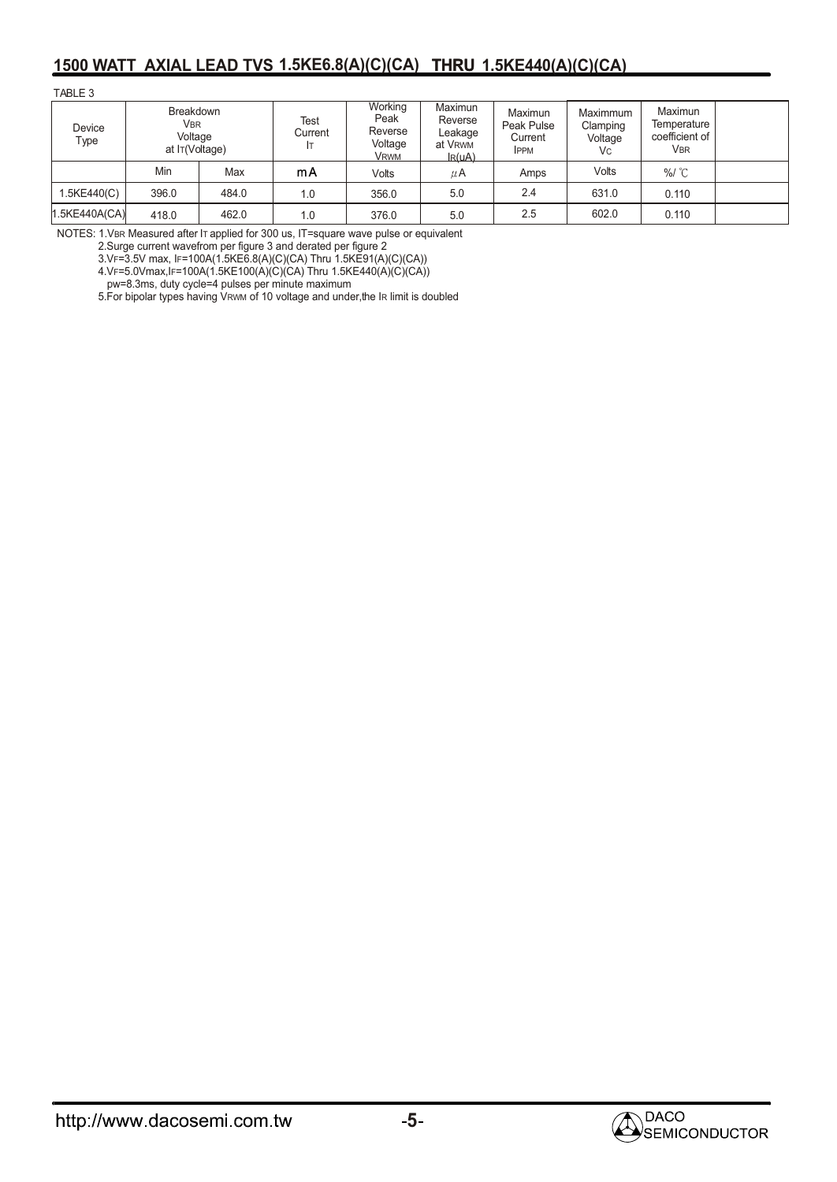## 1500 WATT AXIAL LEAD TVS 1.5KE6.8(A)(C)(CA) THRU 1.5KE440(A)(C)(CA)

TABLE 3

| Device Type | Breakdown $V_{BR}$ Voltage at $I_T$(Voltage) | | Test Current $I_T$ | Working Peak Reverse Voltage $V_{RWM}$ | Maximun Reverse Leakage at $V_{RWM}$ $I_R$(uA) | Maximun Peak Pulse Current $I_{PPM}$ | Maximmum Clamping Voltage $V_C$ | Maximun Temperature coefficient of $V_{BR}$ | |
|---|---|---|---|---|---|---|---|---|---|
| | Min | Max | mA | Volts | μA | Amps | Volts | %/ ℃ | |
| 1.5KE440(C) | 396.0 | 484.0 | 1.0 | 356.0 | 5.0 | 2.4 | 631.0 | 0.110 | |
| 1.5KE440A(CA) | 418.0 | 462.0 | 1.0 | 376.0 | 5.0 | 2.5 | 602.0 | 0.110 | |

NOTES: 1. $V_{BR}$ Measured after $I_T$ applied for 300 us, IT=square wave pulse or equivalent

2. Surge current wavefrom per figure 3 and derated per figure 2

3. $V_F$=3.5V max, $I_F$=100A(1.5KE6.8(A)(C)(CA) Thru 1.5KE91(A)(C)(CA))

4. $V_F$=5.0Vmax, $I_F$=100A(1.5KE100(A)(C)(CA) Thru 1.5KE440(A)(C)(CA))

pw=8.3ms, duty cycle=4 pulses per minute maximum

5. For bipolar types having $V_{RWM}$ of 10 voltage and under, the $I_R$ limit is doubled

http://www.dacosemi.com.tw

DACO SEMICONDUCTOR